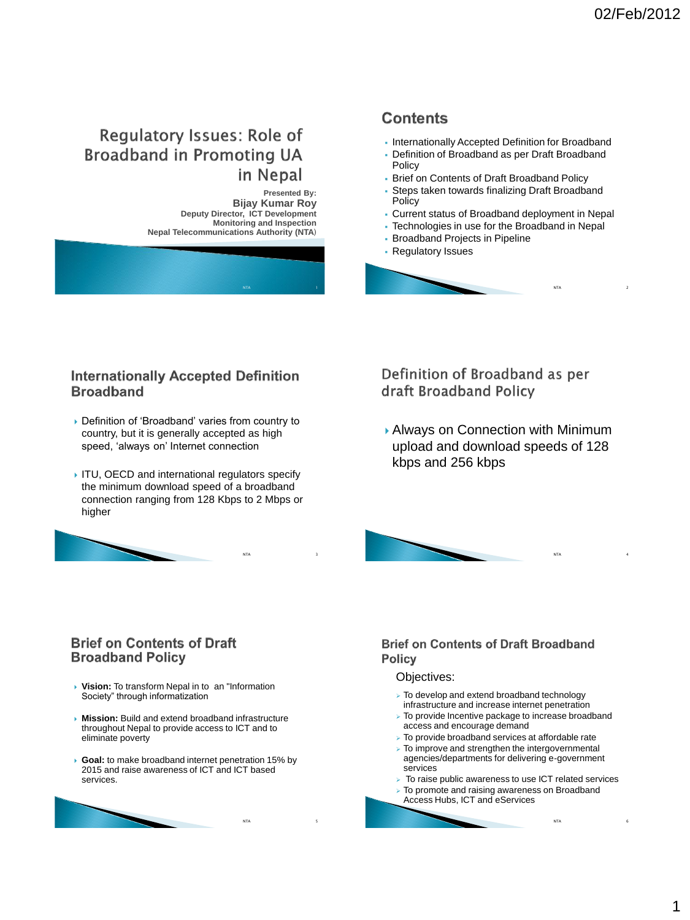# Regulatory Issues: Role of Broadband in Promoting UA in Nepal

**Presented By:**
**Bijay Kumar Roy**
**Deputy Director, ICT Development**
**Monitoring and Inspection**
**Nepal Telecommunications Authority (NTA)**

## Contents

- Internationally Accepted Definition for Broadband
- Definition of Broadband as per Draft Broadband Policy
- Brief on Contents of Draft Broadband Policy
- Steps taken towards finalizing Draft Broadband Policy
- Current status of Broadband deployment in Nepal
- Technologies in use for the Broadband in Nepal
- Broadband Projects in Pipeline
- Regulatory Issues

## Internationally Accepted Definition Broadband

- Definition of 'Broadband' varies from country to country, but it is generally accepted as high speed, 'always on' Internet connection
- ITU, OECD and international regulators specify the minimum download speed of a broadband connection ranging from 128 Kbps to 2 Mbps or higher

## Definition of Broadband as per draft Broadband Policy

- Always on Connection with Minimum upload and download speeds of 128 kbps and 256 kbps

## Brief on Contents of Draft Broadband Policy

- **Vision:** To transform Nepal in to an "Information Society" through informatization
- **Mission:** Build and extend broadband infrastructure throughout Nepal to provide access to ICT and to eliminate poverty
- **Goal:** to make broadband internet penetration 15% by 2015 and raise awareness of ICT and ICT based services.

## Brief on Contents of Draft Broadband Policy

Objectives:

- To develop and extend broadband technology infrastructure and increase internet penetration
- To provide Incentive package to increase broadband access and encourage demand
- To provide broadband services at affordable rate
- To improve and strengthen the intergovernmental agencies/departments for delivering e-government services
- To raise public awareness to use ICT related services
- To promote and raising awareness on Broadband Access Hubs, ICT and eServices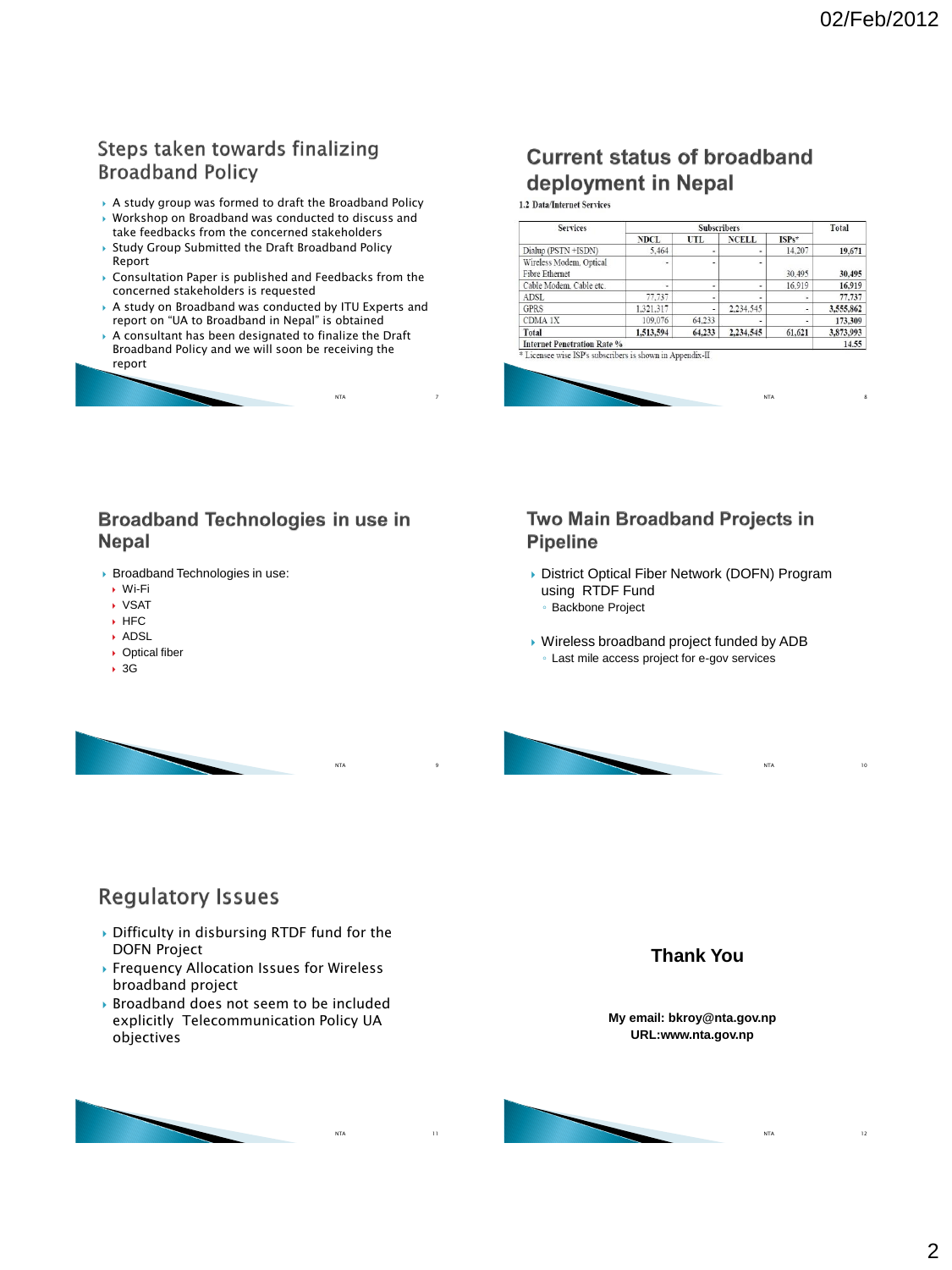## Steps taken towards finalizing Broadband Policy

- A study group was formed to draft the Broadband Policy
- Workshop on Broadband was conducted to discuss and take feedbacks from the concerned stakeholders
- Study Group Submitted the Draft Broadband Policy Report
- Consultation Paper is published and Feedbacks from the concerned stakeholders is requested
- A study on Broadband was conducted by ITU Experts and report on "UA to Broadband in Nepal" is obtained
- A consultant has been designated to finalize the Draft Broadband Policy and we will soon be receiving the report

## Current status of broadband deployment in Nepal

**1.2 Data/Internet Services**

| Services | Subscribers | | | | Total |
|---|---|---|---|---|---|
| | NDCL | UTL | NCELL | ISPs* | |
| Dialup (PSTN +ISDN) | 5,464 | - | - | 14,207 | 19,671 |
| Wireless Modem, Optical Fibre Ethernet | - | - | - | 30,495 | 30,495 |
| Cable Modem, Cable etc. | - | - | - | 16,919 | 16,919 |
| ADSL | 77,737 | - | - | - | 77,737 |
| GPRS | 1,321,317 | - | 2,234,545 | - | 3,555,862 |
| CDMA 1X | 109,076 | 64,233 | - | - | 173,309 |
| **Total** | **1,513,594** | **64,233** | **2,234,545** | **61,621** | **3,873,993** |
| **Internet Penetration Rate %** | | | | | 14.55 |

* Licensee wise ISPs subscribers is shown in Appendix-II

## Broadband Technologies in use in Nepal

- Broadband Technologies in use:
  - Wi-Fi
  - VSAT
  - HFC
  - ADSL
  - Optical fiber
  - 3G

## Two Main Broadband Projects in Pipeline

- District Optical Fiber Network (DOFN) Program using RTDF Fund
  - Backbone Project
- Wireless broadband project funded by ADB
  - Last mile access project for e-gov services

## Regulatory Issues

- Difficulty in disbursing RTDF fund for the DOFN Project
- Frequency Allocation Issues for Wireless broadband project
- Broadband does not seem to be included explicitly Telecommunication Policy UA objectives

## Thank You

**My email: bkroy@nta.gov.np**
**URL:www.nta.gov.np**